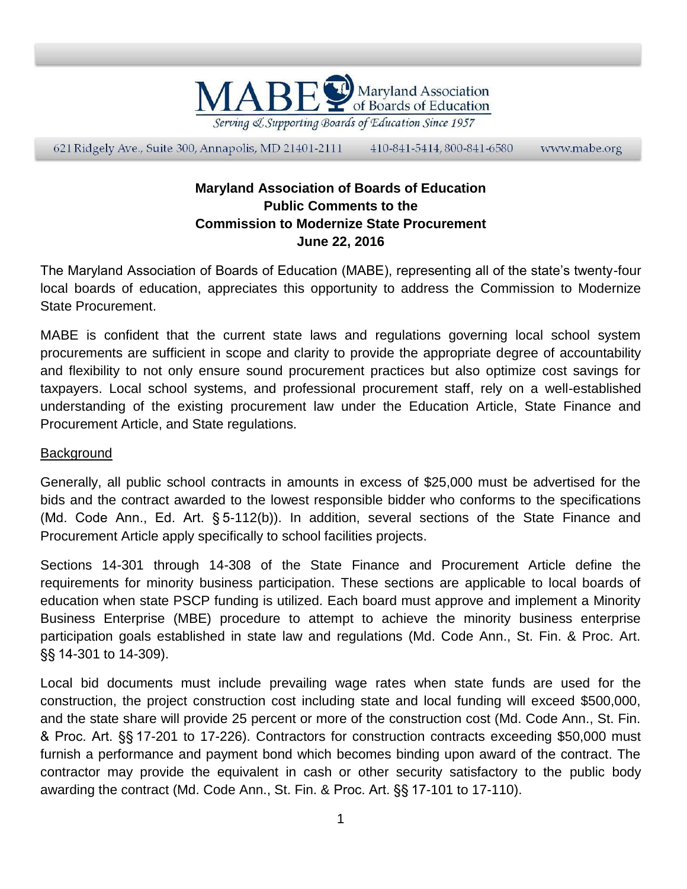MABE Maryland Association of Boards of Education

*Serving & Supporting Boards of Education Since 1957*

621 Ridgely Ave., Suite 300, Annapolis, MD 21401-2111 410-841-5414, 800-841-6580 www.mabe.org

**Maryland Association of Boards of Education**
**Public Comments to the**
**Commission to Modernize State Procurement**
**June 22, 2016**

The Maryland Association of Boards of Education (MABE), representing all of the state's twenty-four local boards of education, appreciates this opportunity to address the Commission to Modernize State Procurement.

MABE is confident that the current state laws and regulations governing local school system procurements are sufficient in scope and clarity to provide the appropriate degree of accountability and flexibility to not only ensure sound procurement practices but also optimize cost savings for taxpayers. Local school systems, and professional procurement staff, rely on a well-established understanding of the existing procurement law under the Education Article, State Finance and Procurement Article, and State regulations.

<u>Background</u>

Generally, all public school contracts in amounts in excess of $25,000 must be advertised for the bids and the contract awarded to the lowest responsible bidder who conforms to the specifications (Md. Code Ann., Ed. Art. § 5-112(b)). In addition, several sections of the State Finance and Procurement Article apply specifically to school facilities projects.

Sections 14-301 through 14-308 of the State Finance and Procurement Article define the requirements for minority business participation. These sections are applicable to local boards of education when state PSCP funding is utilized. Each board must approve and implement a Minority Business Enterprise (MBE) procedure to attempt to achieve the minority business enterprise participation goals established in state law and regulations (Md. Code Ann., St. Fin. & Proc. Art. §§ 14-301 to 14-309).

Local bid documents must include prevailing wage rates when state funds are used for the construction, the project construction cost including state and local funding will exceed $500,000, and the state share will provide 25 percent or more of the construction cost (Md. Code Ann., St. Fin. & Proc. Art. §§ 17-201 to 17-226). Contractors for construction contracts exceeding $50,000 must furnish a performance and payment bond which becomes binding upon award of the contract. The contractor may provide the equivalent in cash or other security satisfactory to the public body awarding the contract (Md. Code Ann., St. Fin. & Proc. Art. §§ 17-101 to 17-110).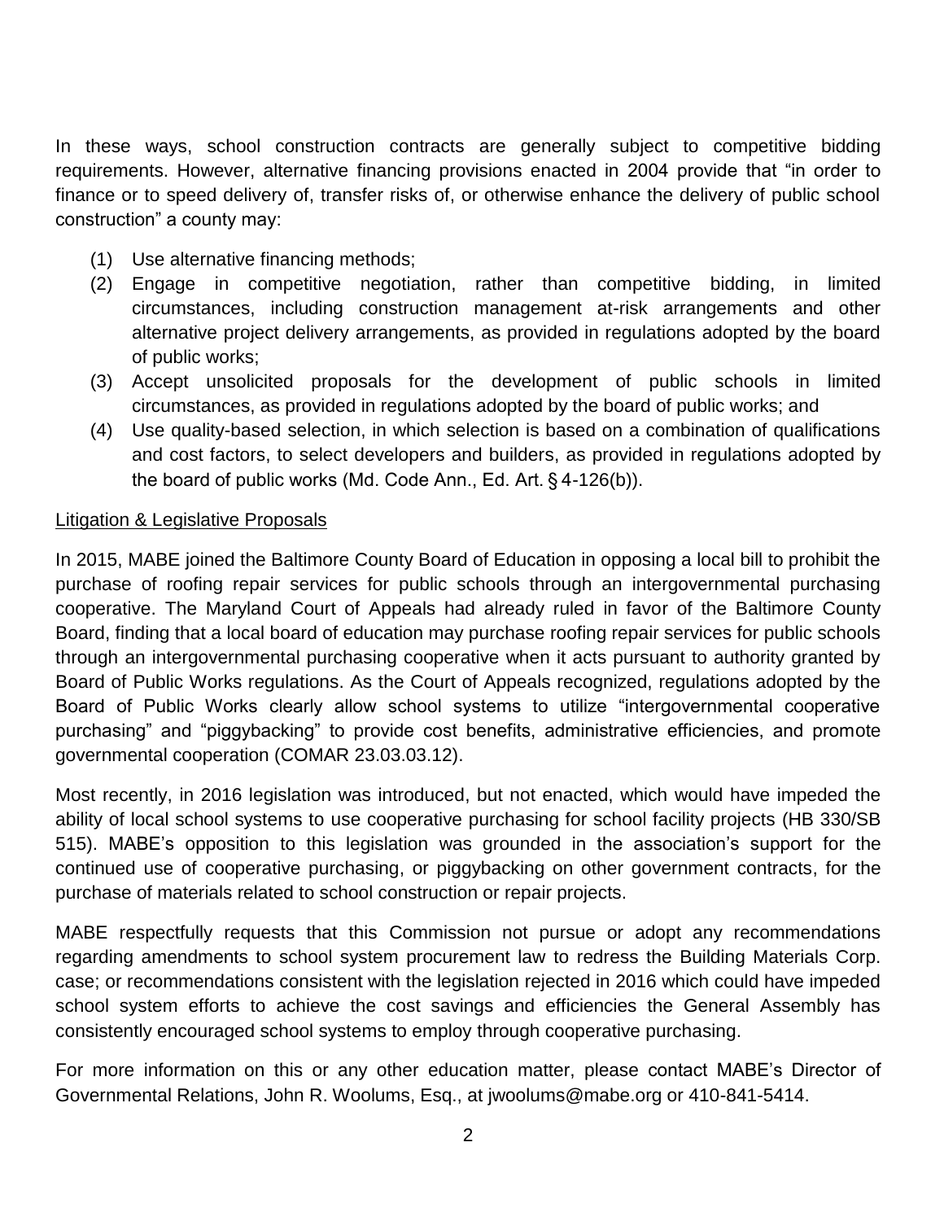In these ways, school construction contracts are generally subject to competitive bidding requirements. However, alternative financing provisions enacted in 2004 provide that "in order to finance or to speed delivery of, transfer risks of, or otherwise enhance the delivery of public school construction" a county may:

(1) Use alternative financing methods;
(2) Engage in competitive negotiation, rather than competitive bidding, in limited circumstances, including construction management at-risk arrangements and other alternative project delivery arrangements, as provided in regulations adopted by the board of public works;
(3) Accept unsolicited proposals for the development of public schools in limited circumstances, as provided in regulations adopted by the board of public works; and
(4) Use quality-based selection, in which selection is based on a combination of qualifications and cost factors, to select developers and builders, as provided in regulations adopted by the board of public works (Md. Code Ann., Ed. Art. § 4-126(b)).

<u>Litigation & Legislative Proposals</u>

In 2015, MABE joined the Baltimore County Board of Education in opposing a local bill to prohibit the purchase of roofing repair services for public schools through an intergovernmental purchasing cooperative. The Maryland Court of Appeals had already ruled in favor of the Baltimore County Board, finding that a local board of education may purchase roofing repair services for public schools through an intergovernmental purchasing cooperative when it acts pursuant to authority granted by Board of Public Works regulations. As the Court of Appeals recognized, regulations adopted by the Board of Public Works clearly allow school systems to utilize "intergovernmental cooperative purchasing" and "piggybacking" to provide cost benefits, administrative efficiencies, and promote governmental cooperation (COMAR 23.03.03.12).

Most recently, in 2016 legislation was introduced, but not enacted, which would have impeded the ability of local school systems to use cooperative purchasing for school facility projects (HB 330/SB 515). MABE's opposition to this legislation was grounded in the association's support for the continued use of cooperative purchasing, or piggybacking on other government contracts, for the purchase of materials related to school construction or repair projects.

MABE respectfully requests that this Commission not pursue or adopt any recommendations regarding amendments to school system procurement law to redress the Building Materials Corp. case; or recommendations consistent with the legislation rejected in 2016 which could have impeded school system efforts to achieve the cost savings and efficiencies the General Assembly has consistently encouraged school systems to employ through cooperative purchasing.

For more information on this or any other education matter, please contact MABE's Director of Governmental Relations, John R. Woolums, Esq., at jwoolums@mabe.org or 410-841-5414.